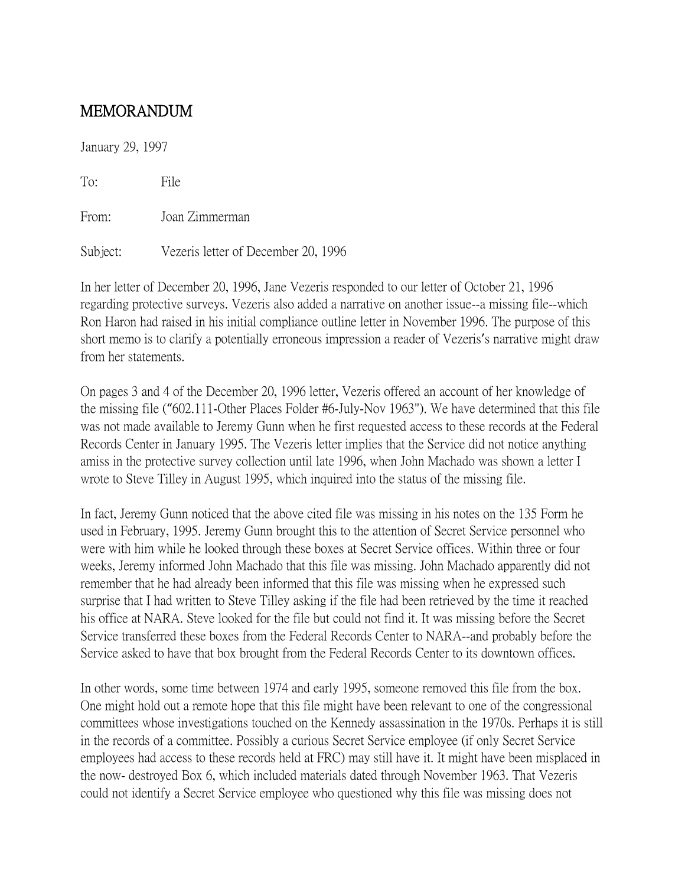# MEMORANDUM

January 29, 1997

To: File

From: Joan Zimmerman

Subject: Vezeris letter of December 20, 1996

In her letter of December 20, 1996, Jane Vezeris responded to our letter of October 21, 1996 regarding protective surveys. Vezeris also added a narrative on another issue--a missing file--which Ron Haron had raised in his initial compliance outline letter in November 1996. The purpose of this short memo is to clarify a potentially erroneous impression a reader of Vezeris's narrative might draw from her statements.

On pages 3 and 4 of the December 20, 1996 letter, Vezeris offered an account of her knowledge of the missing file ("602.111-Other Places Folder #6-July-Nov 1963"). We have determined that this file was not made available to Jeremy Gunn when he first requested access to these records at the Federal Records Center in January 1995. The Vezeris letter implies that the Service did not notice anything amiss in the protective survey collection until late 1996, when John Machado was shown a letter I wrote to Steve Tilley in August 1995, which inquired into the status of the missing file.

In fact, Jeremy Gunn noticed that the above cited file was missing in his notes on the 135 Form he used in February, 1995. Jeremy Gunn brought this to the attention of Secret Service personnel who were with him while he looked through these boxes at Secret Service offices. Within three or four weeks, Jeremy informed John Machado that this file was missing. John Machado apparently did not remember that he had already been informed that this file was missing when he expressed such surprise that I had written to Steve Tilley asking if the file had been retrieved by the time it reached his office at NARA. Steve looked for the file but could not find it. It was missing before the Secret Service transferred these boxes from the Federal Records Center to NARA--and probably before the Service asked to have that box brought from the Federal Records Center to its downtown offices.

In other words, some time between 1974 and early 1995, someone removed this file from the box. One might hold out a remote hope that this file might have been relevant to one of the congressional committees whose investigations touched on the Kennedy assassination in the 1970s. Perhaps it is still in the records of a committee. Possibly a curious Secret Service employee (if only Secret Service employees had access to these records held at FRC) may still have it. It might have been misplaced in the now- destroyed Box 6, which included materials dated through November 1963. That Vezeris could not identify a Secret Service employee who questioned why this file was missing does not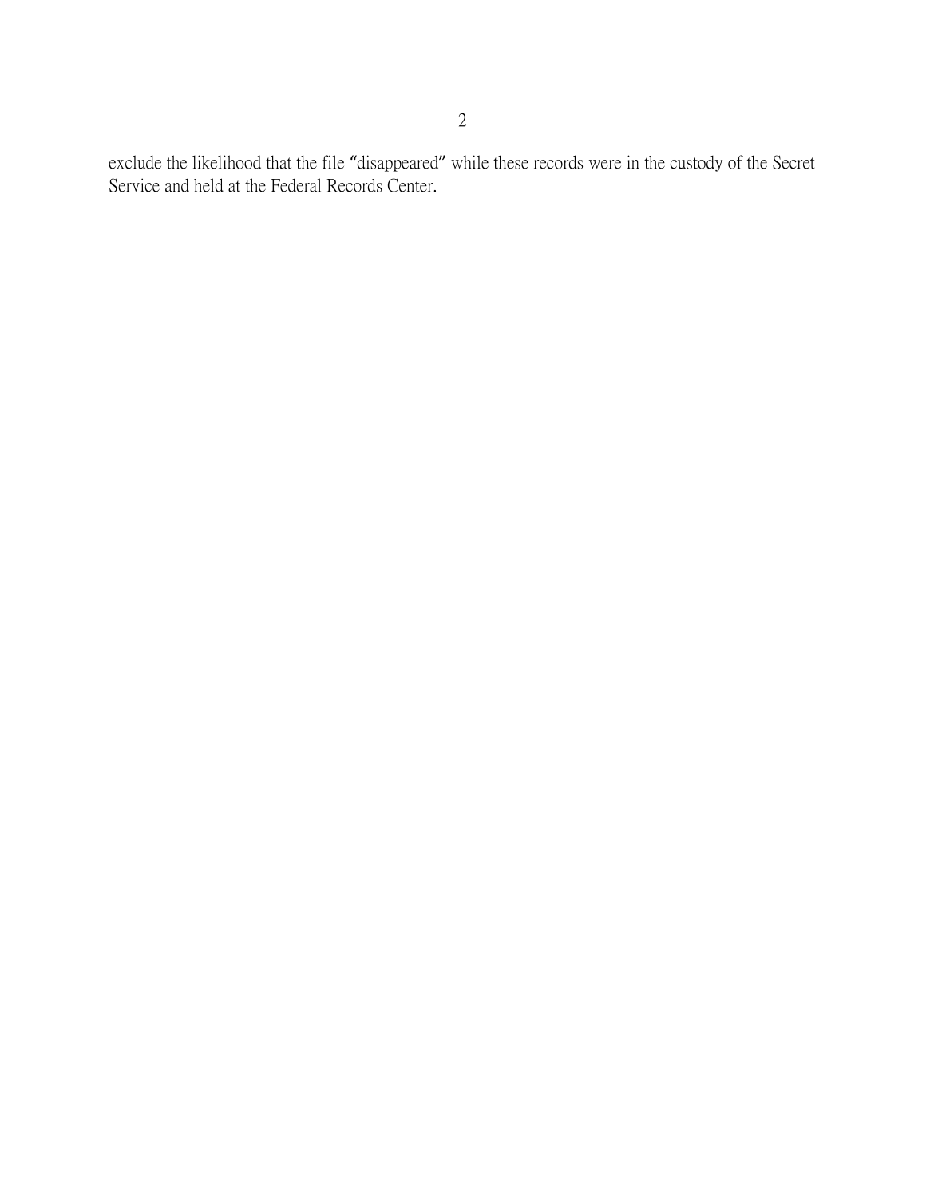exclude the likelihood that the file "disappeared" while these records were in the custody of the Secret Service and held at the Federal Records Center.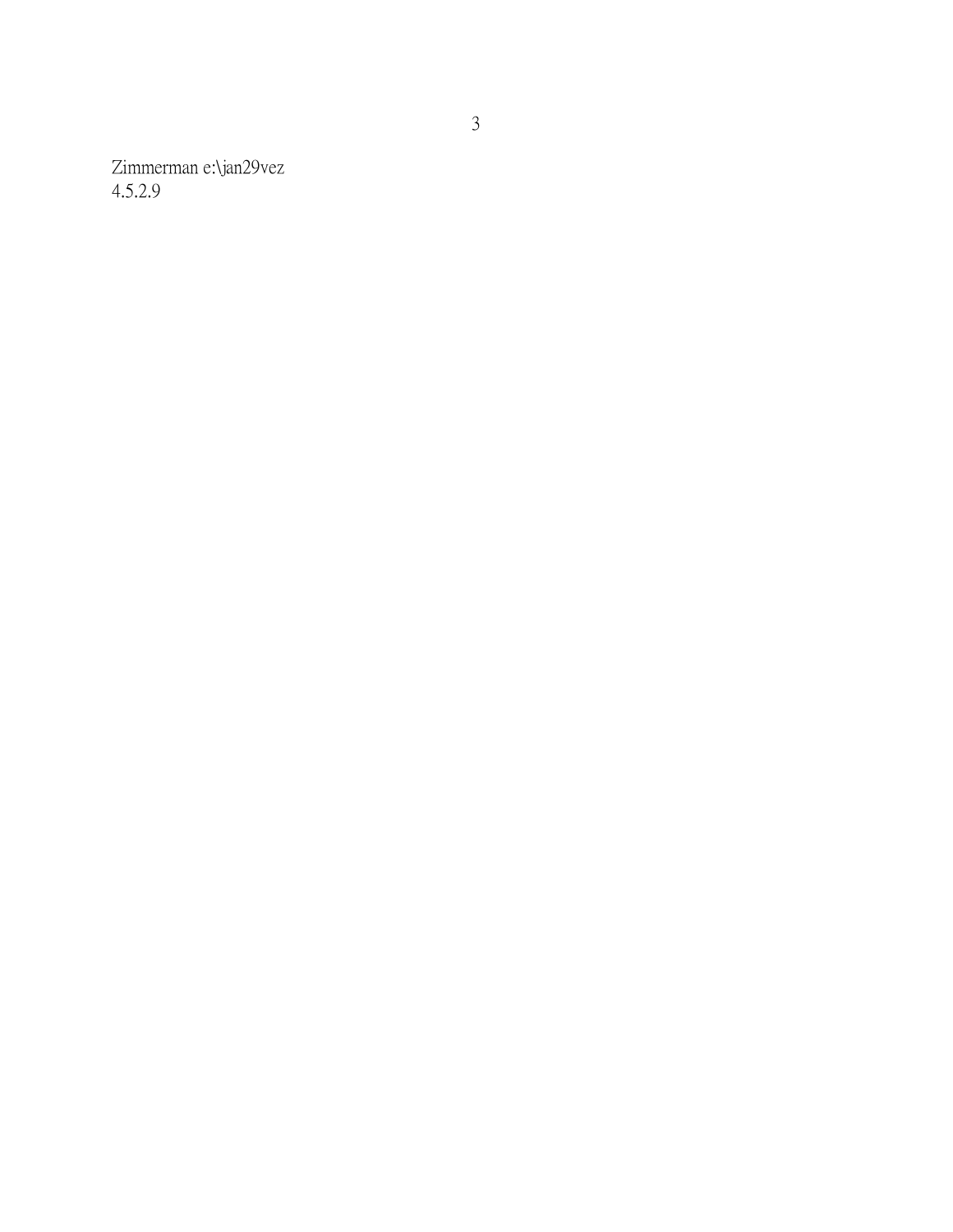Zimmerman e:\jan29vez
4.5.2.9